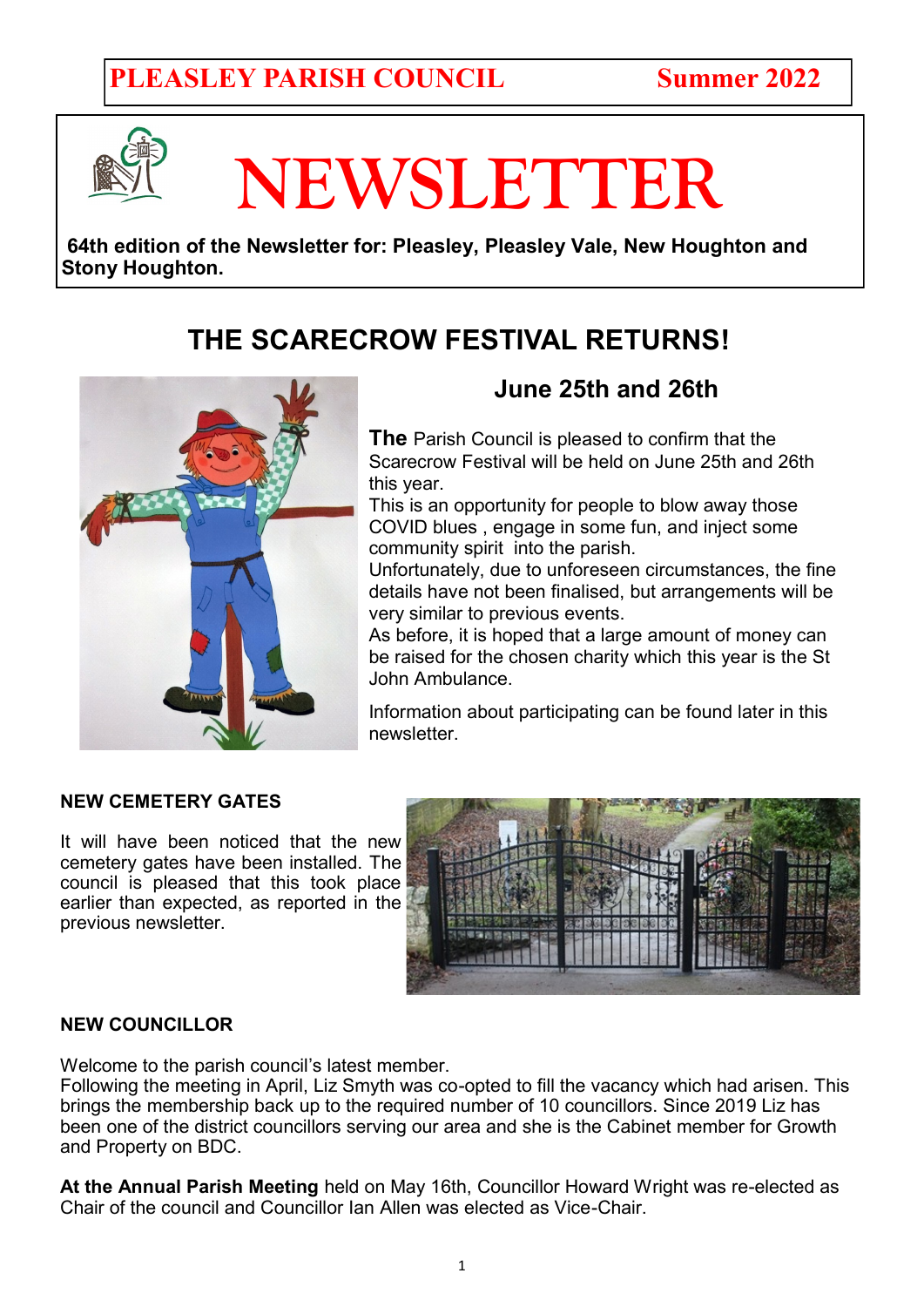**PLEASLEY PARISH COUNCIL** **Summer 2022**

# NEWSLETTER

**64th edition of the Newsletter for: Pleasley, Pleasley Vale, New Houghton and Stony Houghton.**

## THE SCARECROW FESTIVAL RETURNS!

### June 25th and 26th

**The** Parish Council is pleased to confirm that the Scarecrow Festival will be held on June 25th and 26th this year.

This is an opportunity for people to blow away those COVID blues , engage in some fun, and inject some community spirit into the parish.

Unfortunately, due to unforeseen circumstances, the fine details have not been finalised, but arrangements will be very similar to previous events.

As before, it is hoped that a large amount of money can be raised for the chosen charity which this year is the St John Ambulance.

Information about participating can be found later in this newsletter.

### NEW CEMETERY GATES

It will been noticed that the new cemetery gates have been installed. The council is pleased that this took place earlier than expected, as reported in the previous newsletter.

### NEW COUNCILLOR

Welcome to the parish council's latest member.

Following the meeting in April, Liz Smyth was co-opted to fill the vacancy which had arisen. This brings the membership back up to the required number of 10 councillors. Since 2019 Liz has been one of the district councillors serving our area and she is the Cabinet member for Growth and Property on BDC.

**At the Annual Parish Meeting** held on May 16th, Councillor Howard Wright was re-elected as Chair of the council and Councillor Ian Allen was elected as Vice-Chair.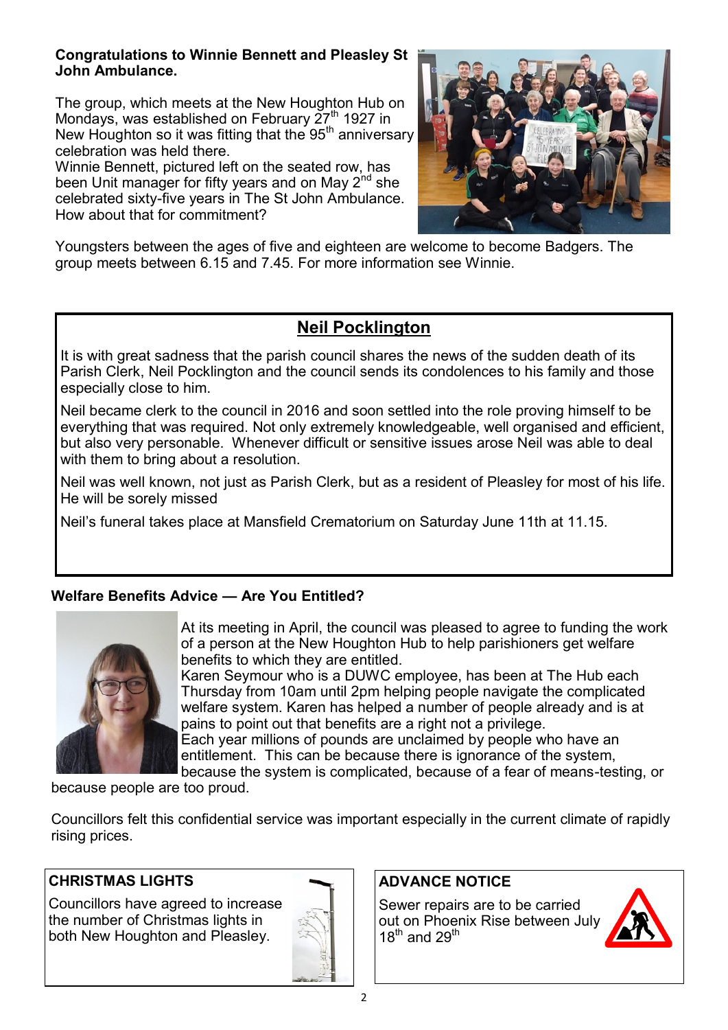**Congratulations to Winnie Bennett and Pleasley St John Ambulance.**

The group, which meets at the New Houghton Hub on Mondays, was established on February 27th 1927 in New Houghton so it was fitting that the 95th anniversary celebration was held there.
Winnie Bennett, pictured left on the seated row, has been Unit manager for fifty years and on May 2nd she celebrated sixty-five years in The St John Ambulance. How about that for commitment?

Youngsters between the ages of five and eighteen are welcome to become Badgers. The group meets between 6.15 and 7.45. For more information see Winnie.

## Neil Pocklington

It is with great sadness that the parish council shares the news of the sudden death of its Parish Clerk, Neil Pocklington and the council sends its condolences to his family and those especially close to him.

Neil became clerk to the council in 2016 and soon settled into the role proving himself to be everything that was required. Not only extremely knowledgeable, well organised and efficient, but also very personable. Whenever difficult or sensitive issues arose Neil was able to deal with them to bring about a resolution.

Neil was well known, not just as Parish Clerk, but as a resident of Pleasley for most of his life. He will be sorely missed

Neil's funeral takes place at Mansfield Crematorium on Saturday June 11th at 11.15.

**Welfare Benefits Advice — Are You Entitled?**

At its meeting in April, the council was pleased to agree to funding the work of a person at the New Houghton Hub to help parishioners get welfare benefits to which they are entitled.
Karen Seymour who is a DUWC employee, has been at The Hub each Thursday from 10am until 2pm helping people navigate the complicated welfare system. Karen has helped a number of people already and is at pains to point out that benefits are a right not a privilege.
Each year millions of pounds are unclaimed by people who have an entitlement. This can be because there is ignorance of the system, because the system is complicated, because of a fear of means-testing, or because people are too proud.

Councillors felt this confidential service was important especially in the current climate of rapidly rising prices.

**CHRISTMAS LIGHTS**

Councillors have agreed to increase the number of Christmas lights in both New Houghton and Pleasley.

**ADVANCE NOTICE**

Sewer repairs are to be carried out on Phoenix Rise between July 18th and 29th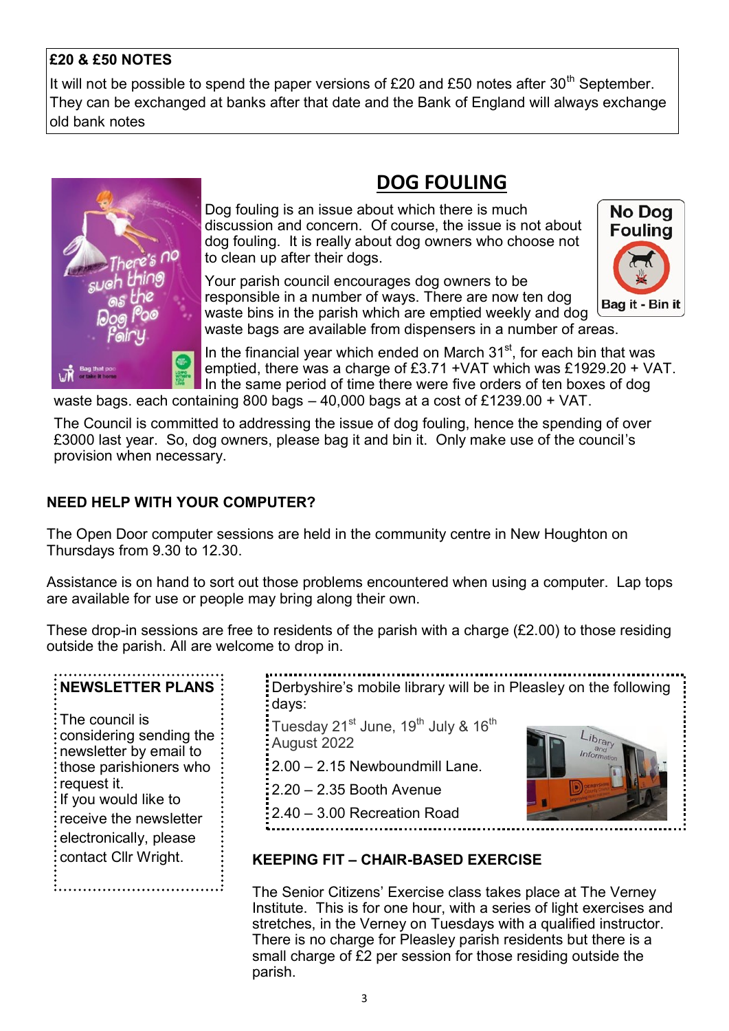**£20 & £50 NOTES**

It will not be possible to spend the paper versions of £20 and £50 notes after 30th September. They can be exchanged at banks after that date and the Bank of England will always exchange old bank notes

## DOG FOULING

Dog fouling is an issue about which there is much discussion and concern. Of course, the issue is not about dog fouling. It is really about dog owners who choose not to clean up after their dogs.

Your parish council encourages dog owners to be responsible in a number of ways. There are now ten dog waste bins in the parish which are emptied weekly and dog waste bags are available from dispensers in a number of areas.

In the financial year which ended on March 31st, for each bin that was emptied, there was a charge of £3.71 +VAT which was £1929.20 + VAT. In the same period of time there were five orders of ten boxes of dog waste bags. each containing 800 bags – 40,000 bags at a cost of £1239.00 + VAT.

The Council is committed to addressing the issue of dog fouling, hence the spending of over £3000 last year. So, dog owners, please bag it and bin it. Only make use of the council's provision when necessary.

**NEED HELP WITH YOUR COMPUTER?**

The Open Door computer sessions are held in the community centre in New Houghton on Thursdays from 9.30 to 12.30.

Assistance is on hand to sort out those problems encountered when using a computer. Lap tops are available for use or people may bring along their own.

These drop-in sessions are free to residents of the parish with a charge (£2.00) to those residing outside the parish. All are welcome to drop in.

**NEWSLETTER PLANS**

The council is considering sending the newsletter by email to those parishioners who request it.
If you would like to receive the newsletter electronically, please contact Cllr Wright.

Derbyshire's mobile library will be in Pleasley on the following days:

Tuesday 21st June, 19th July & 16th August 2022

2.00 – 2.15 Newboundmill Lane.

2.20 – 2.35 Booth Avenue

2.40 – 3.00 Recreation Road

**KEEPING FIT – CHAIR-BASED EXERCISE**

The Senior Citizens' Exercise class takes place at The Verney Institute. This is for one hour, with a series of light exercises and stretches, in the Verney on Tuesdays with a qualified instructor. There is no charge for Pleasley parish residents but there is a small charge of £2 per session for those residing outside the parish.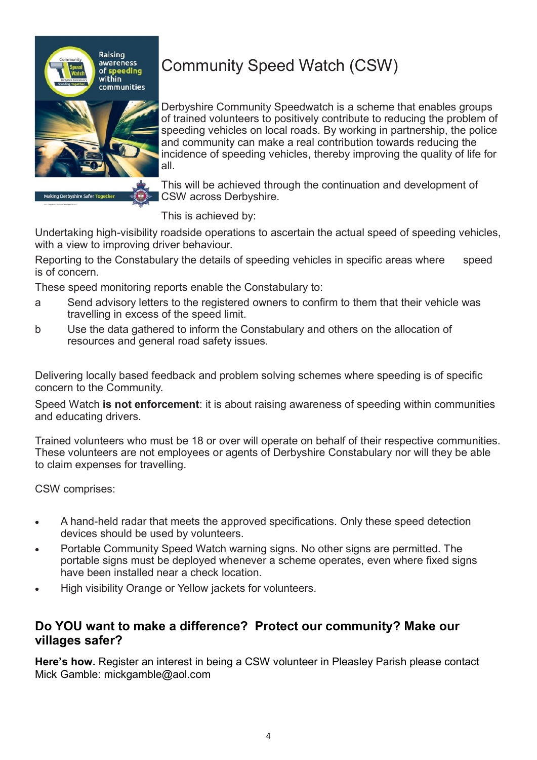# Community Speed Watch (CSW)

Derbyshire Community Speedwatch is a scheme that enables groups of trained volunteers to positively contribute to reducing the problem of speeding vehicles on local roads. By working in partnership, the police and community can make a real contribution towards reducing the incidence of speeding vehicles, thereby improving the quality of life for all.

This will be achieved through the continuation and development of CSW across Derbyshire.

This is achieved by:

Undertaking high-visibility roadside operations to ascertain the actual speed of speeding vehicles, with a view to improving driver behaviour.

Reporting to the Constabulary the details of speeding vehicles in specific areas where speed is of concern.

These speed monitoring reports enable the Constabulary to:

a. Send advisory letters to the registered owners to confirm to them that their vehicle was travelling in excess of the speed limit.
b. Use the data gathered to inform the Constabulary and others on the allocation of resources and general road safety issues.

Delivering locally based feedback and problem solving schemes where speeding is of specific concern to the Community.

Speed Watch **is not enforcement**: it is about raising awareness of speeding within communities and educating drivers.

Trained volunteers who must be 18 or over will operate on behalf of their respective communities. These volunteers are not employees or agents of Derbyshire Constabulary nor will they be able to claim expenses for travelling.

CSW comprises:

- A hand-held radar that meets the approved specifications. Only these speed detection devices should be used by volunteers.
- Portable Community Speed Watch warning signs. No other signs are permitted. The portable signs must be deployed whenever a scheme operates, even where fixed signs have been installed near a check location.
- High visibility Orange or Yellow jackets for volunteers.

## Do YOU want to make a difference? Protect our community? Make our villages safer?

**Here's how.** Register an interest in being a CSW volunteer in Pleasley Parish please contact Mick Gamble: mickgamble@aol.com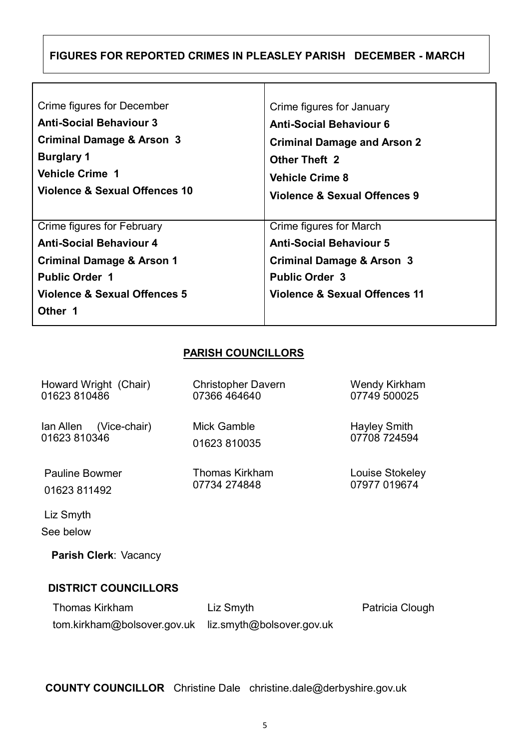## FIGURES FOR REPORTED CRIMES IN PLEASLEY PARISH DECEMBER - MARCH

| Crime figures for December | Crime figures for January |
|---|---|
| **Anti-Social Behaviour 3**<br>**Criminal Damage & Arson 3**<br>**Burglary 1**<br>**Vehicle Crime 1**<br>**Violence & Sexual Offences 10** | **Anti-Social Behaviour 6**<br>**Criminal Damage and Arson 2**<br>**Other Theft 2**<br>**Vehicle Crime 8**<br>**Violence & Sexual Offences 9** |
| Crime figures for February<br>**Anti-Social Behaviour 4**<br>**Criminal Damage & Arson 1**<br>**Public Order 1**<br>**Violence & Sexual Offences 5**<br>**Other 1** | Crime figures for March<br>**Anti-Social Behaviour 5**<br>**Criminal Damage & Arson 3**<br>**Public Order 3**<br>**Violence & Sexual Offences 11** |

## PARISH COUNCILLORS

Howard Wright (Chair)
01623 810486

Christopher Davern
07366 464640

Wendy Kirkham
07749 500025

Ian Allen (Vice-chair)
01623 810346

Mick Gamble
01623 810035

Hayley Smith
07708 724594

Pauline Bowmer
01623 811492

Thomas Kirkham
07734 274848

Louise Stokeley
07977 019674

Liz Smyth
See below

**Parish Clerk**: Vacancy

### DISTRICT COUNCILLORS

Thomas Kirkham
tom.kirkham@bolsover.gov.uk

Liz Smyth
liz.smyth@bolsover.gov.uk

Patricia Clough

**COUNTY COUNCILLOR** Christine Dale christine.dale@derbyshire.gov.uk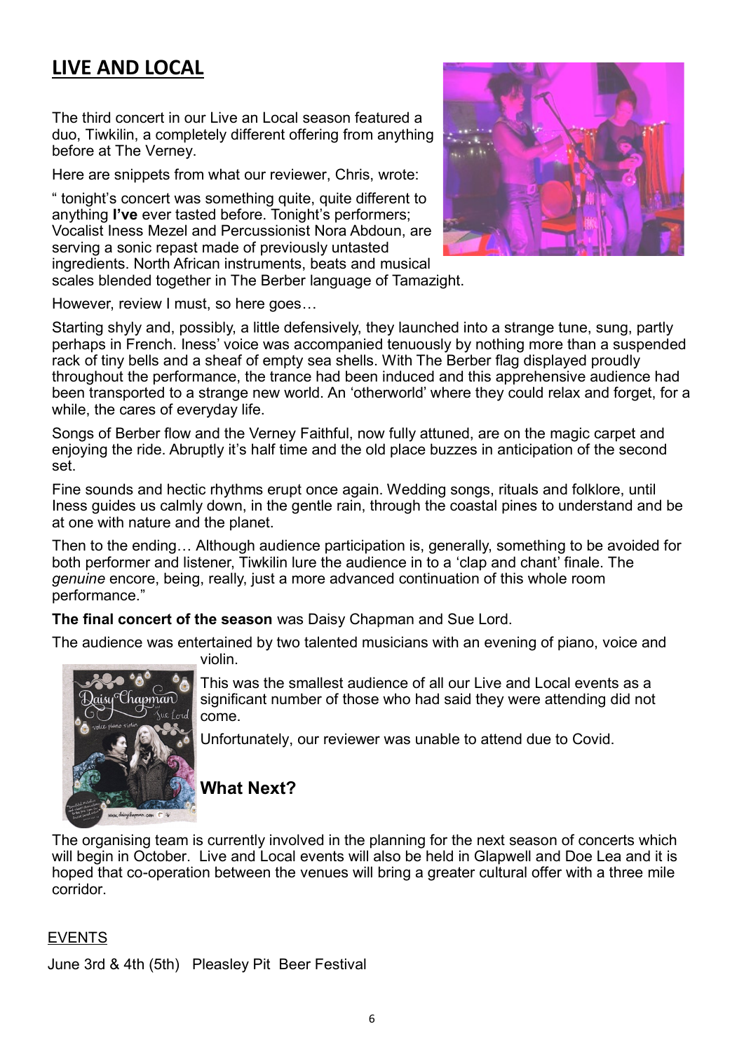## LIVE AND LOCAL

The third concert in our Live an Local season featured a duo, Tiwkilin, a completely different offering from anything before at The Verney.

Here are snippets from what our reviewer, Chris, wrote:

" tonight's concert was something quite, quite different to anything **I've** ever tasted before. Tonight's performers; Vocalist Iness Mezel and Percussionist Nora Abdoun, are serving a sonic repast made of previously untasted ingredients. North African instruments, beats and musical scales blended together in The Berber language of Tamazight.

However, review I must, so here goes…

Starting shyly and, possibly, a little defensively, they launched into a strange tune, sung, partly perhaps in French. Iness' voice was accompanied tenuously by nothing more than a suspended rack of tiny bells and a sheaf of empty sea shells. With The Berber flag displayed proudly throughout the performance, the trance had been induced and this apprehensive audience had been transported to a strange new world. An 'otherworld' where they could relax and forget, for a while, the cares of everyday life.

Songs of Berber flow and the Verney Faithful, now fully attuned, are on the magic carpet and enjoying the ride. Abruptly it's half time and the old place buzzes in anticipation of the second set.

Fine sounds and hectic rhythms erupt once again. Wedding songs, rituals and folklore, until Iness guides us calmly down, in the gentle rain, through the coastal pines to understand and be at one with nature and the planet.

Then to the ending… Although audience participation is, generally, something to be avoided for both performer and listener, Tiwkilin lure the audience in to a 'clap and chant' finale. The *genuine* encore, being, really, just a more advanced continuation of this whole room performance."

**The final concert of the season** was Daisy Chapman and Sue Lord.

The audience was entertained by two talented musicians with an evening of piano, voice and violin.

This was the smallest audience of all our Live and Local events as a significant number of those who had said they were attending did not come.

Unfortunately, our reviewer was unable to attend due to Covid.

### What Next?

The organising team is currently involved in the planning for the next season of concerts which will begin in October. Live and Local events will also be held in Glapwell and Doe Lea and it is hoped that co-operation between the venues will bring a greater cultural offer with a three mile corridor.

EVENTS

June 3rd & 4th (5th) Pleasley Pit Beer Festival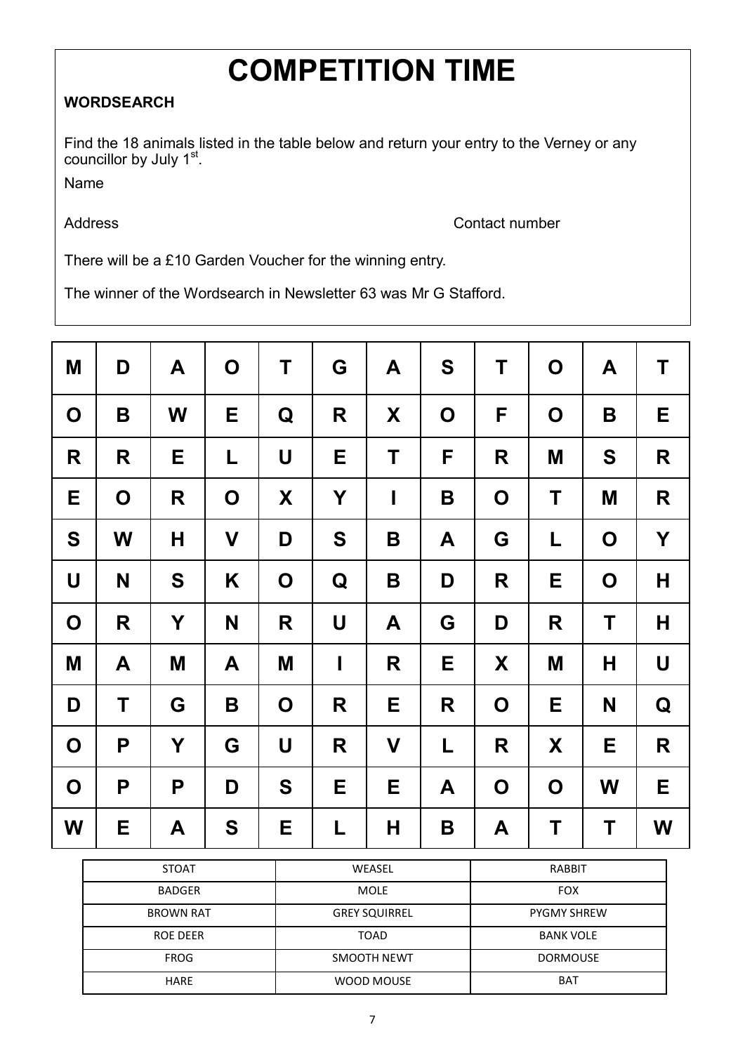# COMPETITION TIME

**WORDSEARCH**

Find the 18 animals listed in the table below and return your entry to the Verney or any councillor by July 1st.

Name

Address Contact number

There will be a £10 Garden Voucher for the winning entry.

The winner of the Wordsearch in Newsletter 63 was Mr G Stafford.

| | | | | | | | | | | | |
|---|---|---|---|---|---|---|---|---|---|---|---|
| M | D | A | O | T | G | A | S | T | O | A | T |
| O | B | W | E | Q | R | X | O | F | O | B | E |
| R | R | E | L | U | E | T | F | R | M | S | R |
| E | O | R | O | X | Y | I | B | O | T | M | R |
| S | W | H | V | D | S | B | A | G | L | O | Y |
| U | N | S | K | O | Q | B | D | R | E | O | H |
| O | R | Y | N | R | U | A | G | D | R | T | H |
| M | A | M | A | M | I | R | E | X | M | H | U |
| D | T | G | B | O | R | E | R | O | E | N | Q |
| O | P | Y | G | U | R | V | L | R | X | E | R |
| O | P | P | D | S | E | E | A | O | O | W | E |
| W | E | A | S | E | L | H | B | A | T | T | W |

| | | |
|---|---|---|
| STOAT | WEASEL | RABBIT |
| BADGER | MOLE | FOX |
| BROWN RAT | GREY SQUIRREL | PYGMY SHREW |
| ROE DEER | TOAD | BANK VOLE |
| FROG | SMOOTH NEWT | DORMOUSE |
| HARE | WOOD MOUSE | BAT |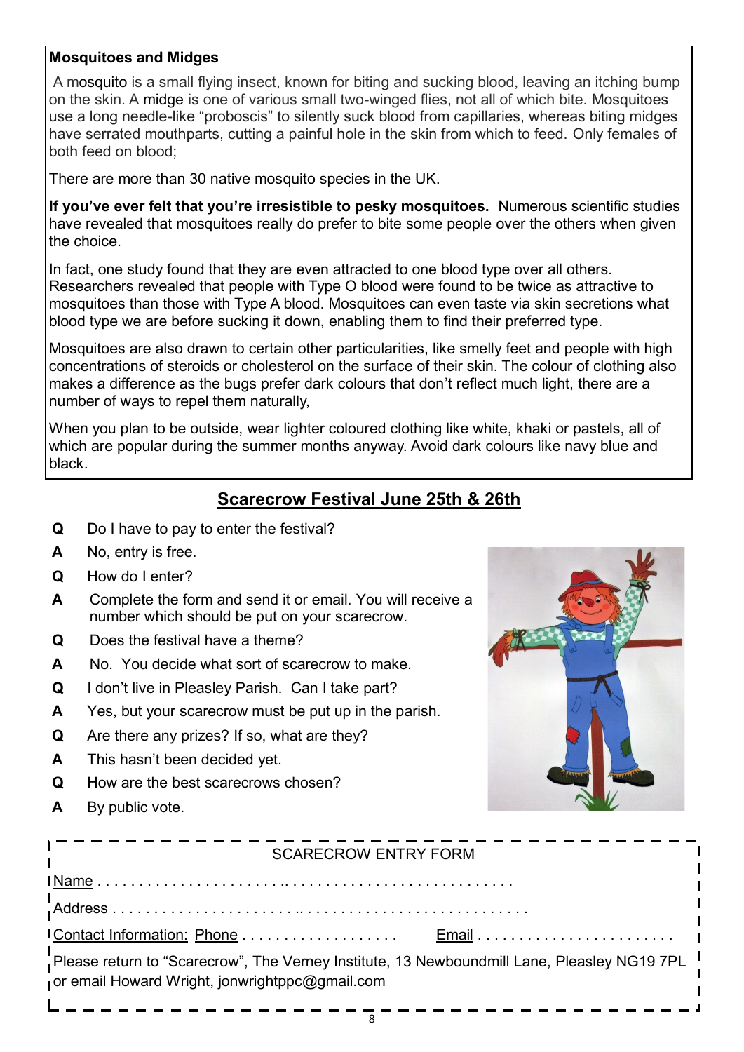## Mosquitoes and Midges

A mosquito is a small flying insect, known for biting and sucking blood, leaving an itching bump on the skin. A midge is one of various small two-winged flies, not all of which bite. Mosquitoes use a long needle-like "proboscis" to silently suck blood from capillaries, whereas biting midges have serrated mouthparts, cutting a painful hole in the skin from which to feed. Only females of both feed on blood;

There are more than 30 native mosquito species in the UK.

**If you've ever felt that you're irresistible to pesky mosquitoes.** Numerous scientific studies have revealed that mosquitoes really do prefer to bite some people over the others when given the choice.

In fact, one study found that they are even attracted to one blood type over all others. Researchers revealed that people with Type O blood were found to be twice as attractive to mosquitoes than those with Type A blood. Mosquitoes can even taste via skin secretions what blood type we are before sucking it down, enabling them to find their preferred type.

Mosquitoes are also drawn to certain other particularities, like smelly feet and people with high concentrations of steroids or cholesterol on the surface of their skin. The colour of clothing also makes a difference as the bugs prefer dark colours that don't reflect much light, there are a number of ways to repel them naturally,

When you plan to be outside, wear lighter coloured clothing like white, khaki or pastels, all of which are popular during the summer months anyway. Avoid dark colours like navy blue and black.

## Scarecrow Festival June 25th & 26th

**Q** Do I have to pay to enter the festival?

**A** No, entry is free.

**Q** How do I enter?

**A** Complete the form and send it or email. You will receive a number which should be put on your scarecrow.

**Q** Does the festival have a theme?

**A** No. You decide what sort of scarecrow to make.

**Q** I don't live in Pleasley Parish. Can I take part?

**A** Yes, but your scarecrow must be put up in the parish.

**Q** Are there any prizes? If so, what are they?

**A** This hasn't been decided yet.

**Q** How are the best scarecrows chosen?

**A** By public vote.

### SCARECROW ENTRY FORM

Name . . . . . . . . . . . . . . . . . . . . . . . . . . . . . . . . . . . . . . . . . . . . . . . . . .

Address . . . . . . . . . . . . . . . . . . . . . . . . . . . . . . . . . . . . . . . . . . . . . . . . . .

Contact Information: Phone . . . . . . . . . . . . . . . . . . . Email . . . . . . . . . . . . . . . . . . . . . . . .

Please return to "Scarecrow", The Verney Institute, 13 Newboundmill Lane, Pleasley NG19 7PL or email Howard Wright, jonwrightppc@gmail.com